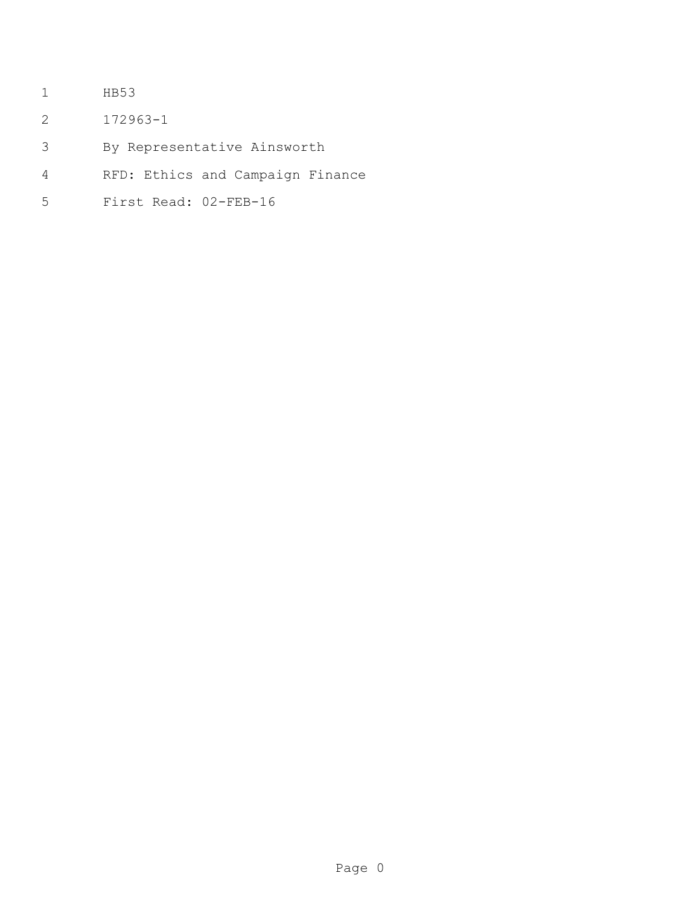HB53

172963-1

By Representative Ainsworth

RFD: Ethics and Campaign Finance

First Read: 02-FEB-16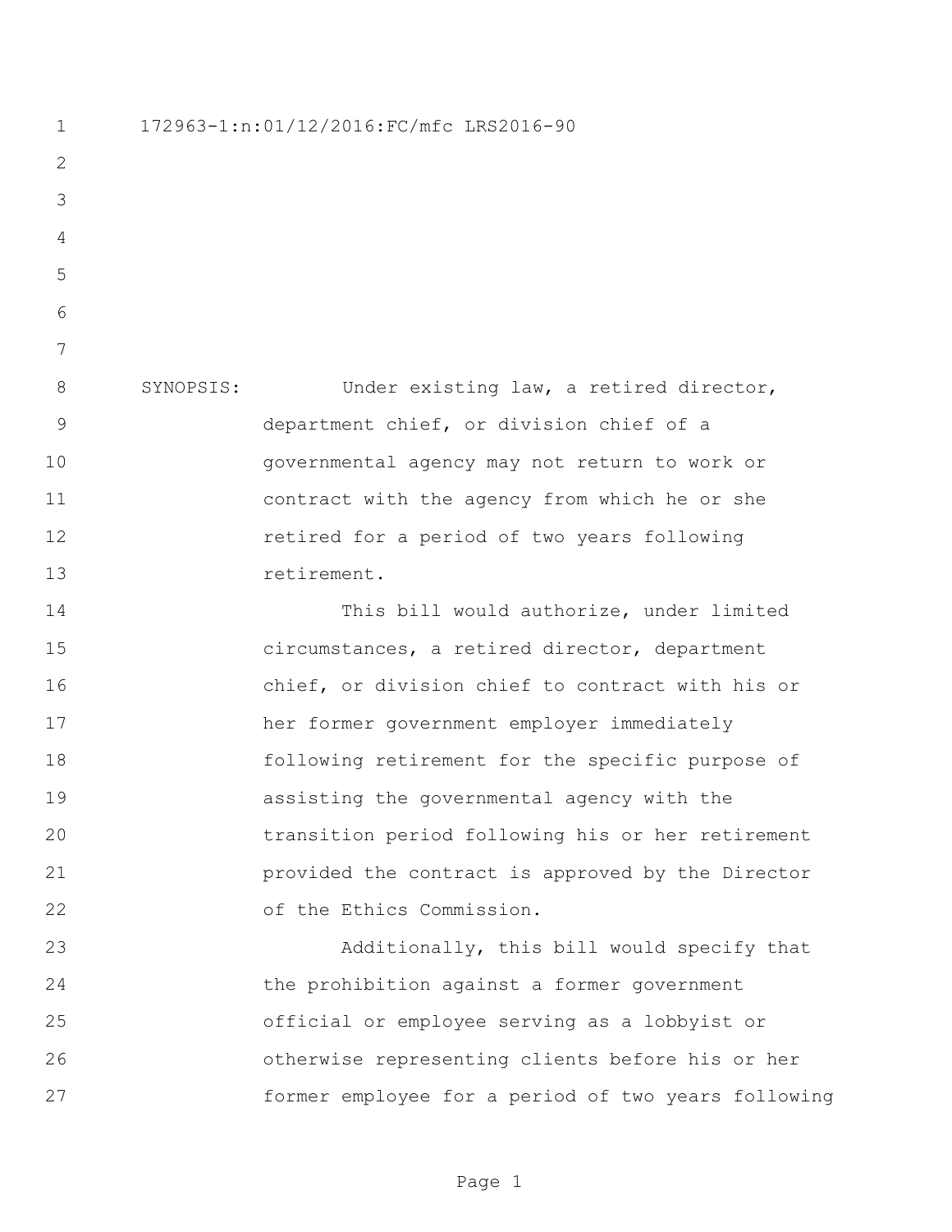172963-1:n:01/12/2016:FC/mfc LRS2016-90

SYNOPSIS: Under existing law, a retired director, department chief, or division chief of a governmental agency may not return to work or contract with the agency from which he or she retired for a period of two years following retirement.

This bill would authorize, under limited circumstances, a retired director, department chief, or division chief to contract with his or her former government employer immediately following retirement for the specific purpose of assisting the governmental agency with the transition period following his or her retirement provided the contract is approved by the Director of the Ethics Commission.

Additionally, this bill would specify that the prohibition against a former government official or employee serving as a lobbyist or otherwise representing clients before his or her former employee for a period of two years following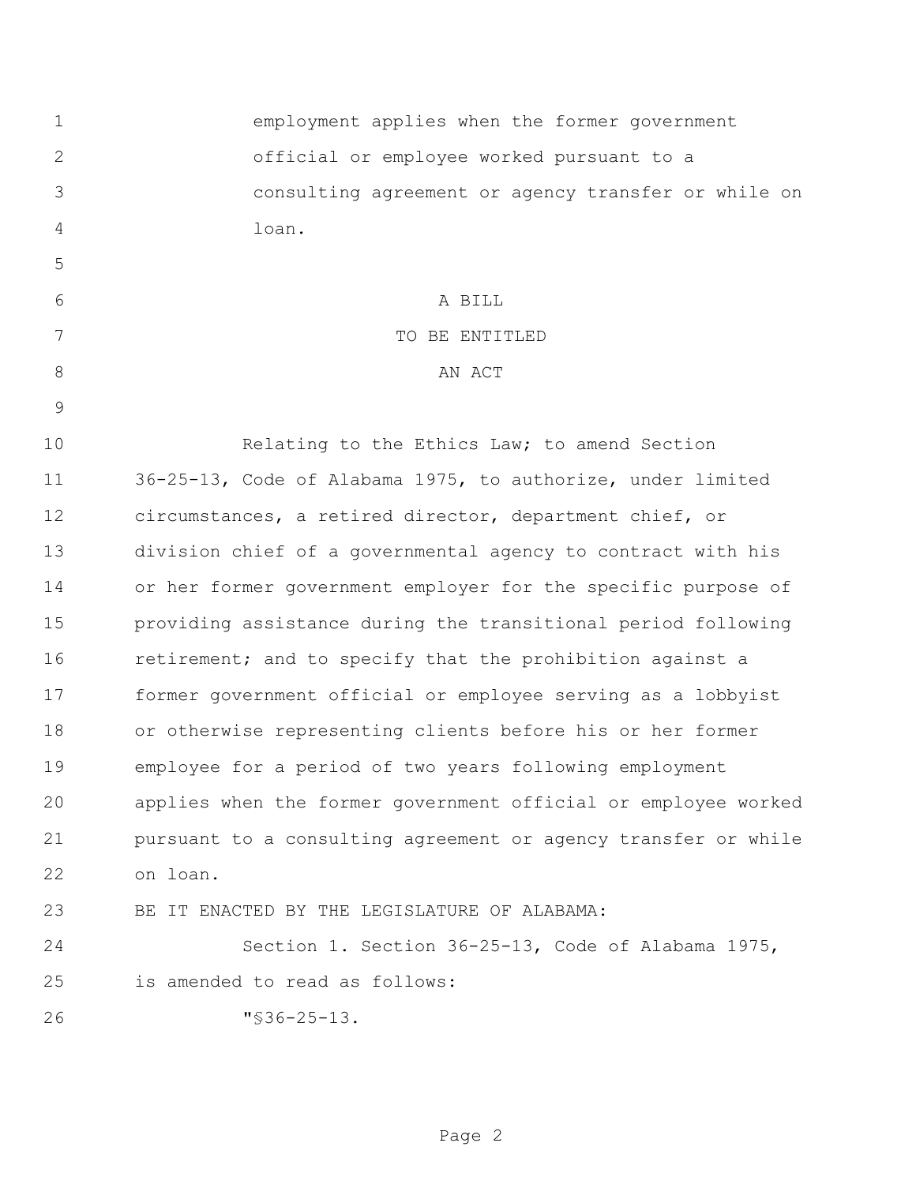employment applies when the former government official or employee worked pursuant to a consulting agreement or agency transfer or while on loan.

A BILL
TO BE ENTITLED
AN ACT

Relating to the Ethics Law; to amend Section 36-25-13, Code of Alabama 1975, to authorize, under limited circumstances, a retired director, department chief, or division chief of a governmental agency to contract with his or her former government employer for the specific purpose of providing assistance during the transitional period following retirement; and to specify that the prohibition against a former government official or employee serving as a lobbyist or otherwise representing clients before his or her former employee for a period of two years following employment applies when the former government official or employee worked pursuant to a consulting agreement or agency transfer or while on loan.

BE IT ENACTED BY THE LEGISLATURE OF ALABAMA:

Section 1. Section 36-25-13, Code of Alabama 1975, is amended to read as follows:

"§36-25-13.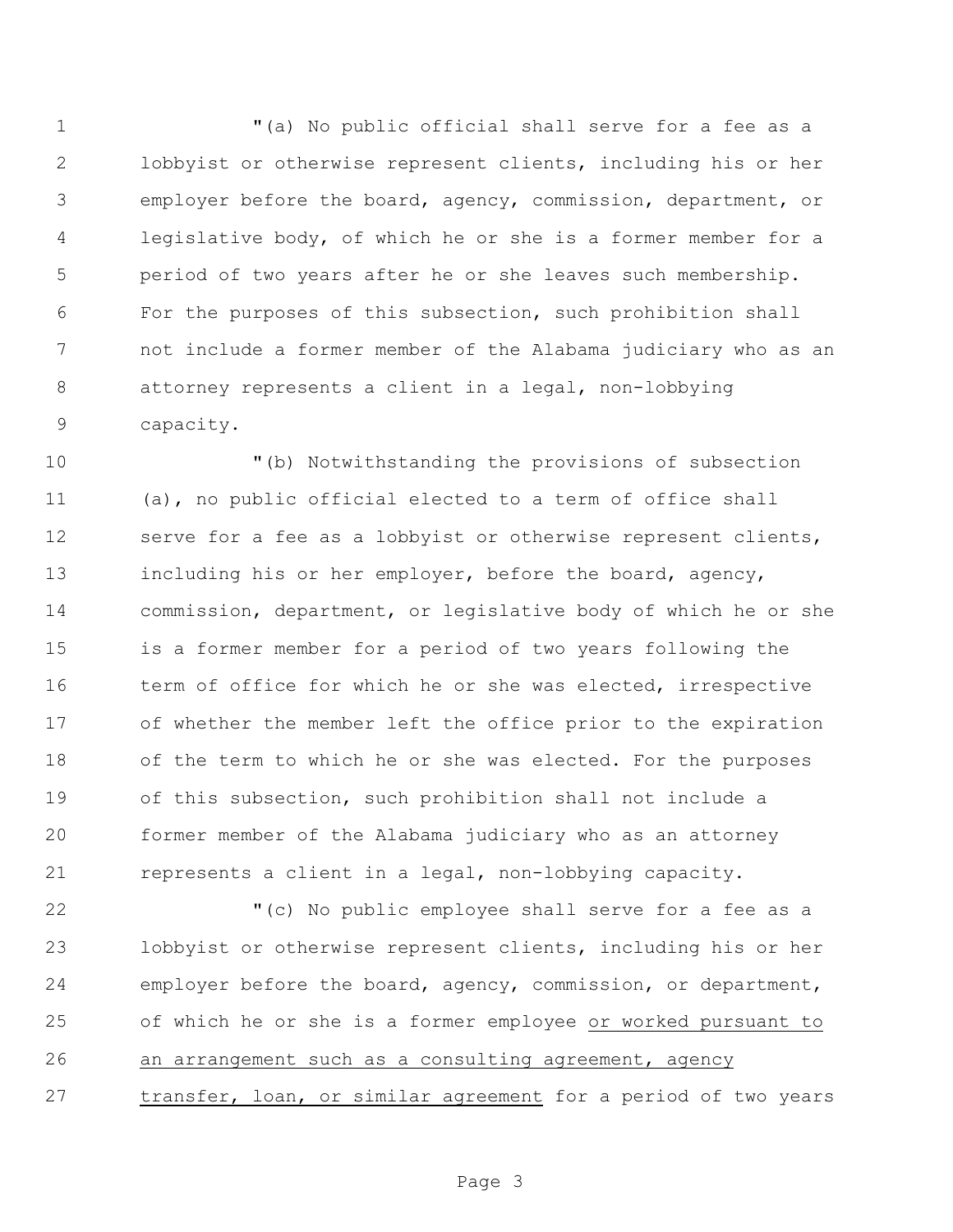"(a) No public official shall serve for a fee as a lobbyist or otherwise represent clients, including his or her employer before the board, agency, commission, department, or legislative body, of which he or she is a former member for a period of two years after he or she leaves such membership. For the purposes of this subsection, such prohibition shall not include a former member of the Alabama judiciary who as an attorney represents a client in a legal, non-lobbying capacity.

"(b) Notwithstanding the provisions of subsection (a), no public official elected to a term of office shall serve for a fee as a lobbyist or otherwise represent clients, including his or her employer, before the board, agency, commission, department, or legislative body of which he or she is a former member for a period of two years following the term of office for which he or she was elected, irrespective of whether the member left the office prior to the expiration of the term to which he or she was elected. For the purposes of this subsection, such prohibition shall not include a former member of the Alabama judiciary who as an attorney represents a client in a legal, non-lobbying capacity.

"(c) No public employee shall serve for a fee as a lobbyist or otherwise represent clients, including his or her employer before the board, agency, commission, or department, of which he or she is a former employee <u>or worked pursuant to an arrangement such as a consulting agreement, agency transfer, loan, or similar agreement</u> for a period of two years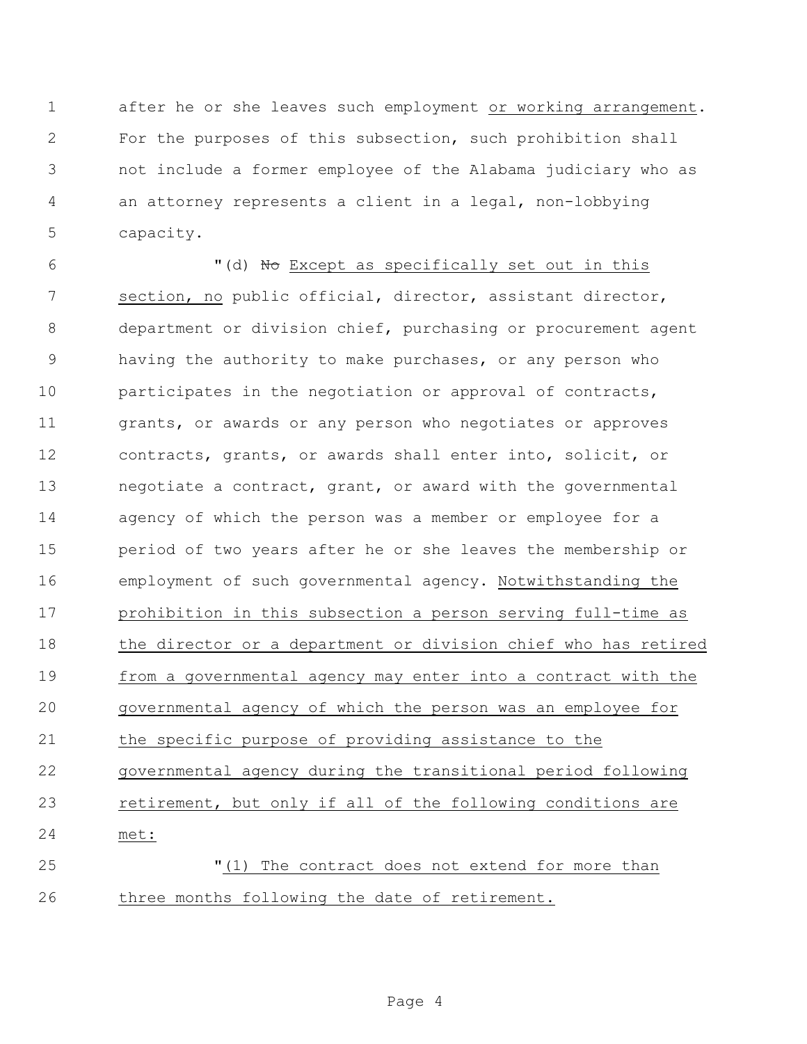after he or she leaves such employment <u>or working arrangement</u>. For the purposes of this subsection, such prohibition shall not include a former employee of the Alabama judiciary who as an attorney represents a client in a legal, non-lobbying capacity.

"(d) ~~No~~ <u>Except as specifically set out in this section, no</u> public official, director, assistant director, department or division chief, purchasing or procurement agent having the authority to make purchases, or any person who participates in the negotiation or approval of contracts, grants, or awards or any person who negotiates or approves contracts, grants, or awards shall enter into, solicit, or negotiate a contract, grant, or award with the governmental agency of which the person was a member or employee for a period of two years after he or she leaves the membership or employment of such governmental agency. <u>Notwithstanding the prohibition in this subsection a person serving full-time as the director or a department or division chief who has retired from a governmental agency may enter into a contract with the governmental agency of which the person was an employee for the specific purpose of providing assistance to the governmental agency during the transitional period following retirement, but only if all of the following conditions are met:</u>

"<u>(1) The contract does not extend for more than three months following the date of retirement.</u>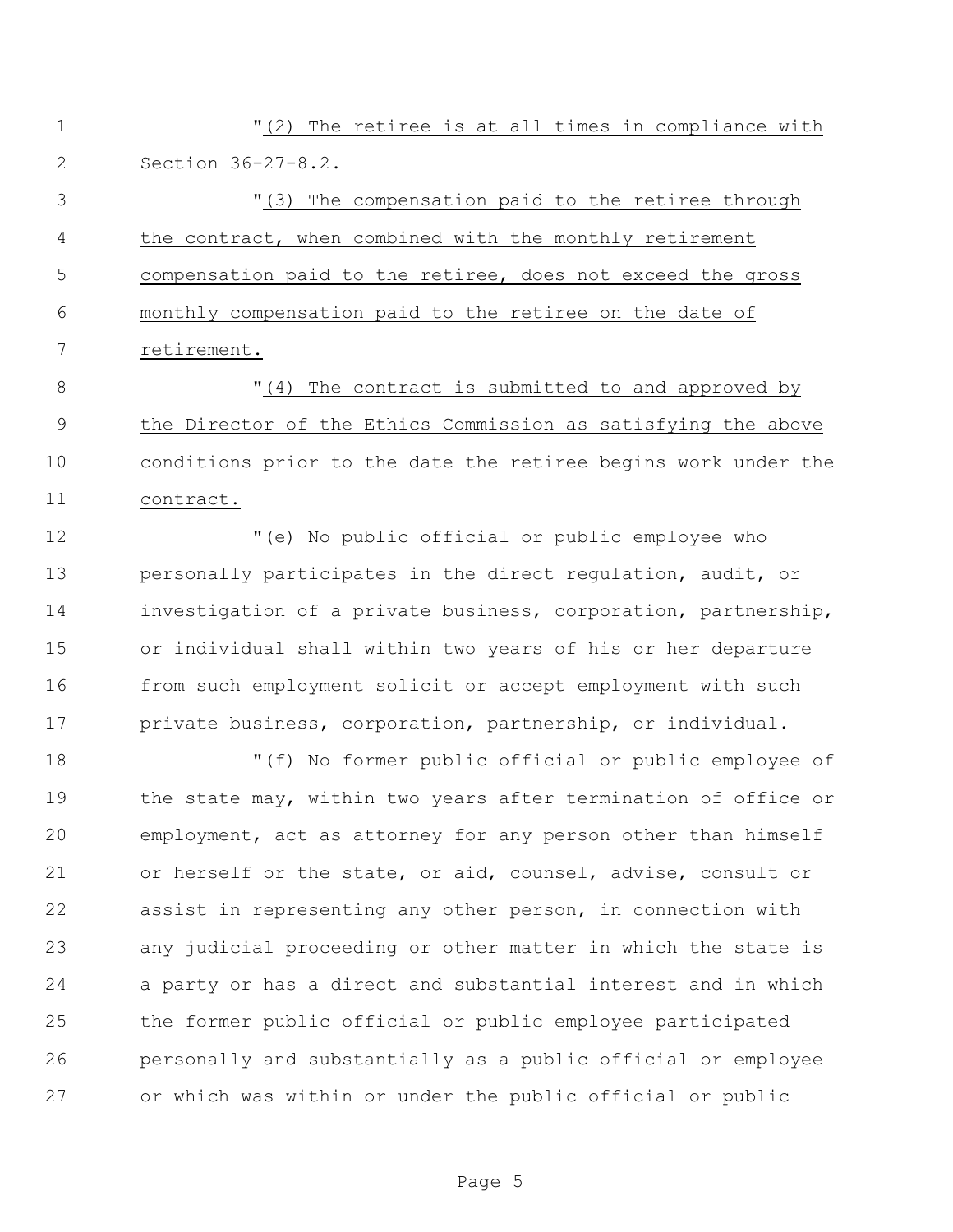"(2) The retiree is at all times in compliance with Section 36-27-8.2.

"(3) The compensation paid to the retiree through the contract, when combined with the monthly retirement compensation paid to the retiree, does not exceed the gross monthly compensation paid to the retiree on the date of retirement.

"(4) The contract is submitted to and approved by the Director of the Ethics Commission as satisfying the above conditions prior to the date the retiree begins work under the contract.

"(e) No public official or public employee who personally participates in the direct regulation, audit, or investigation of a private business, corporation, partnership, or individual shall within two years of his or her departure from such employment solicit or accept employment with such private business, corporation, partnership, or individual.

"(f) No former public official or public employee of the state may, within two years after termination of office or employment, act as attorney for any person other than himself or herself or the state, or aid, counsel, advise, consult or assist in representing any other person, in connection with any judicial proceeding or other matter in which the state is a party or has a direct and substantial interest and in which the former public official or public employee participated personally and substantially as a public official or employee or which was within or under the public official or public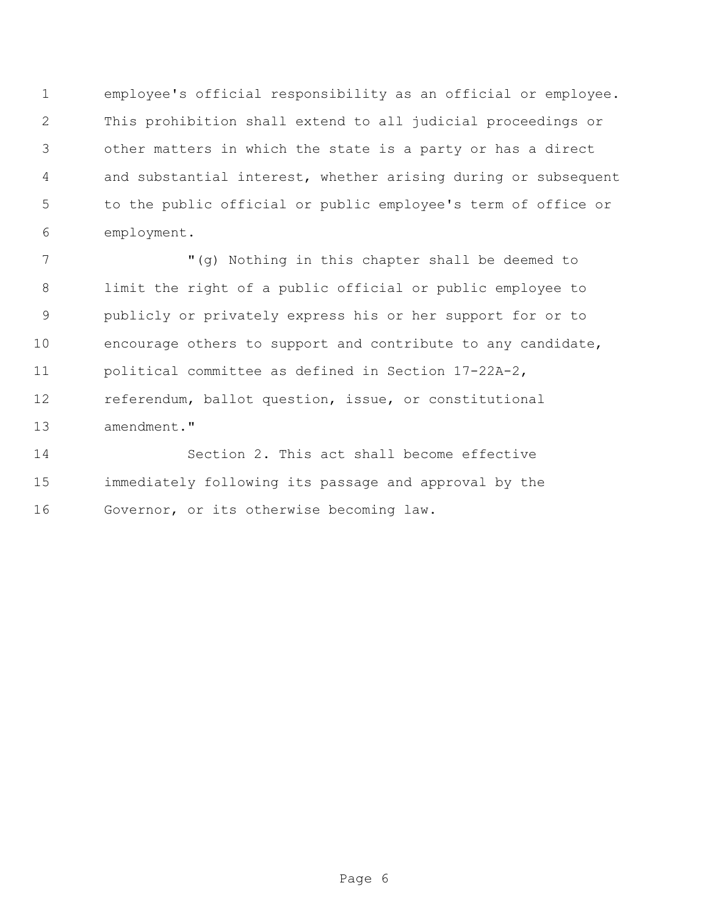employee's official responsibility as an official or employee. This prohibition shall extend to all judicial proceedings or other matters in which the state is a party or has a direct and substantial interest, whether arising during or subsequent to the public official or public employee's term of office or employment.

"(g) Nothing in this chapter shall be deemed to limit the right of a public official or public employee to publicly or privately express his or her support for or to encourage others to support and contribute to any candidate, political committee as defined in Section 17-22A-2, referendum, ballot question, issue, or constitutional amendment."

Section 2. This act shall become effective immediately following its passage and approval by the Governor, or its otherwise becoming law.